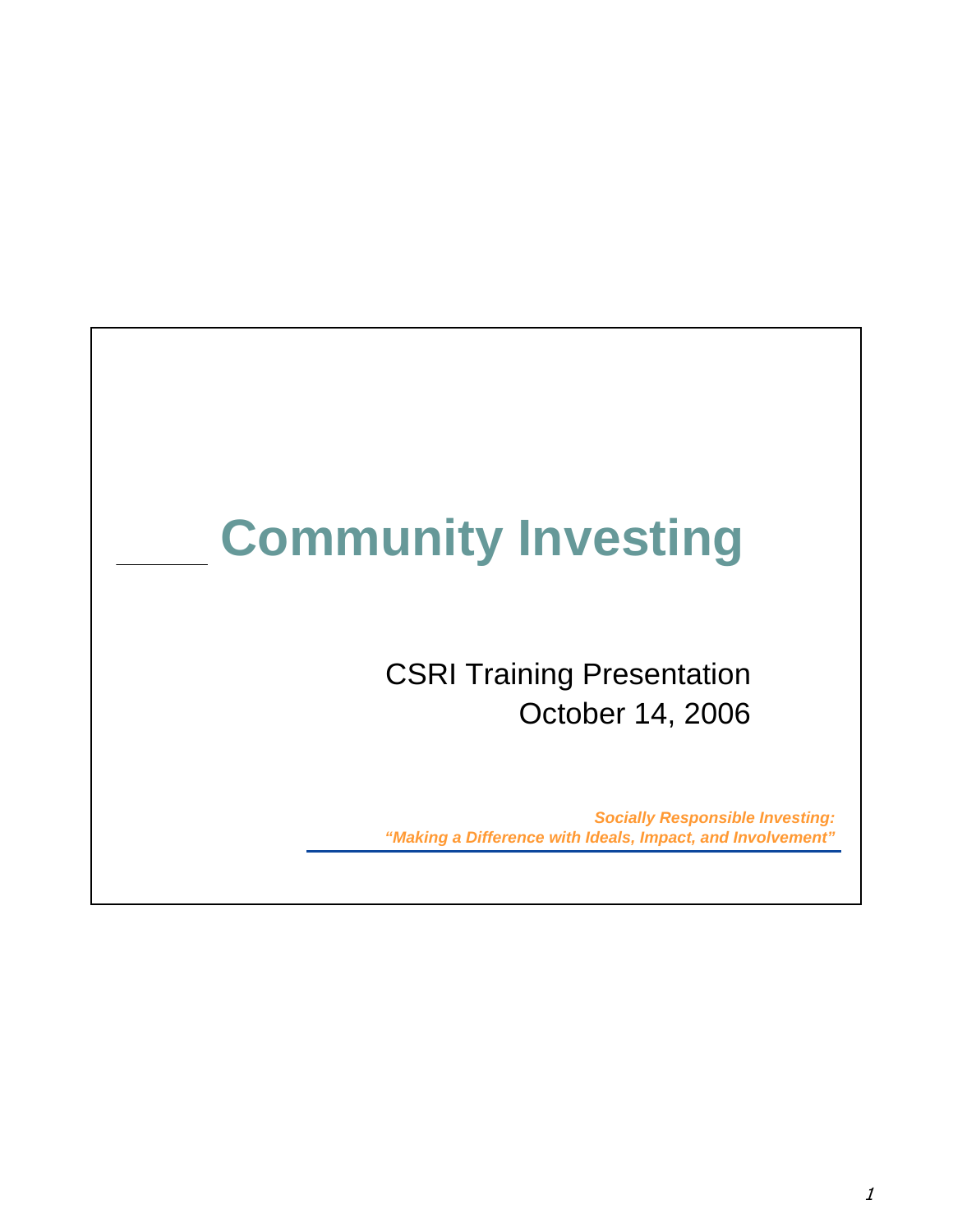# Community Investing

CSRI Training Presentation
October 14, 2006

***Socially Responsible Investing:***
***"Making a Difference with Ideals, Impact, and Involvement"***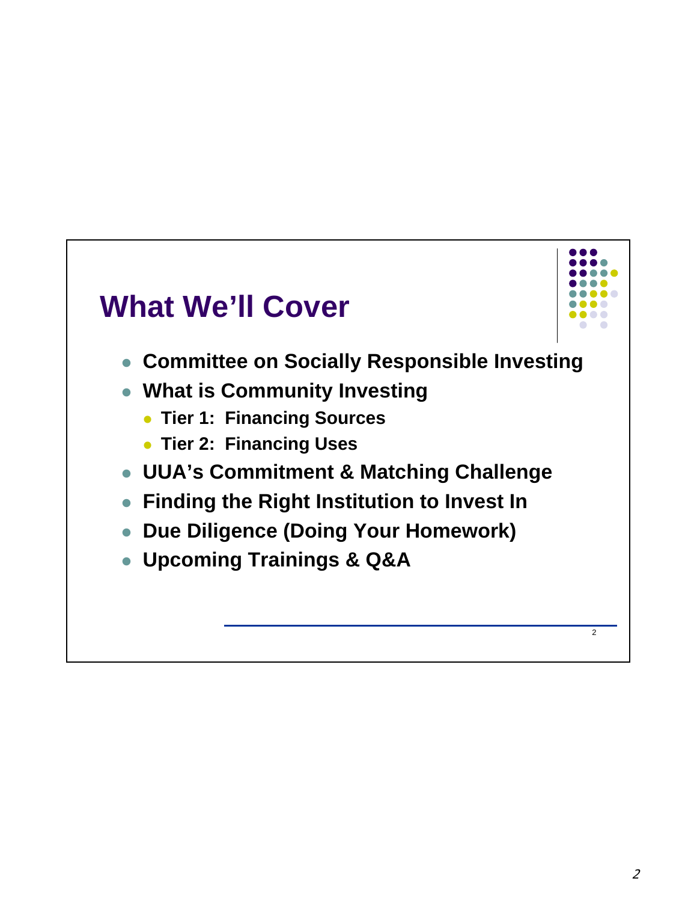# What We'll Cover

- Committee on Socially Responsible Investing
- What is Community Investing
  - Tier 1: Financing Sources
  - Tier 2: Financing Uses
- UUA's Commitment & Matching Challenge
- Finding the Right Institution to Invest In
- Due Diligence (Doing Your Homework)
- Upcoming Trainings & Q&A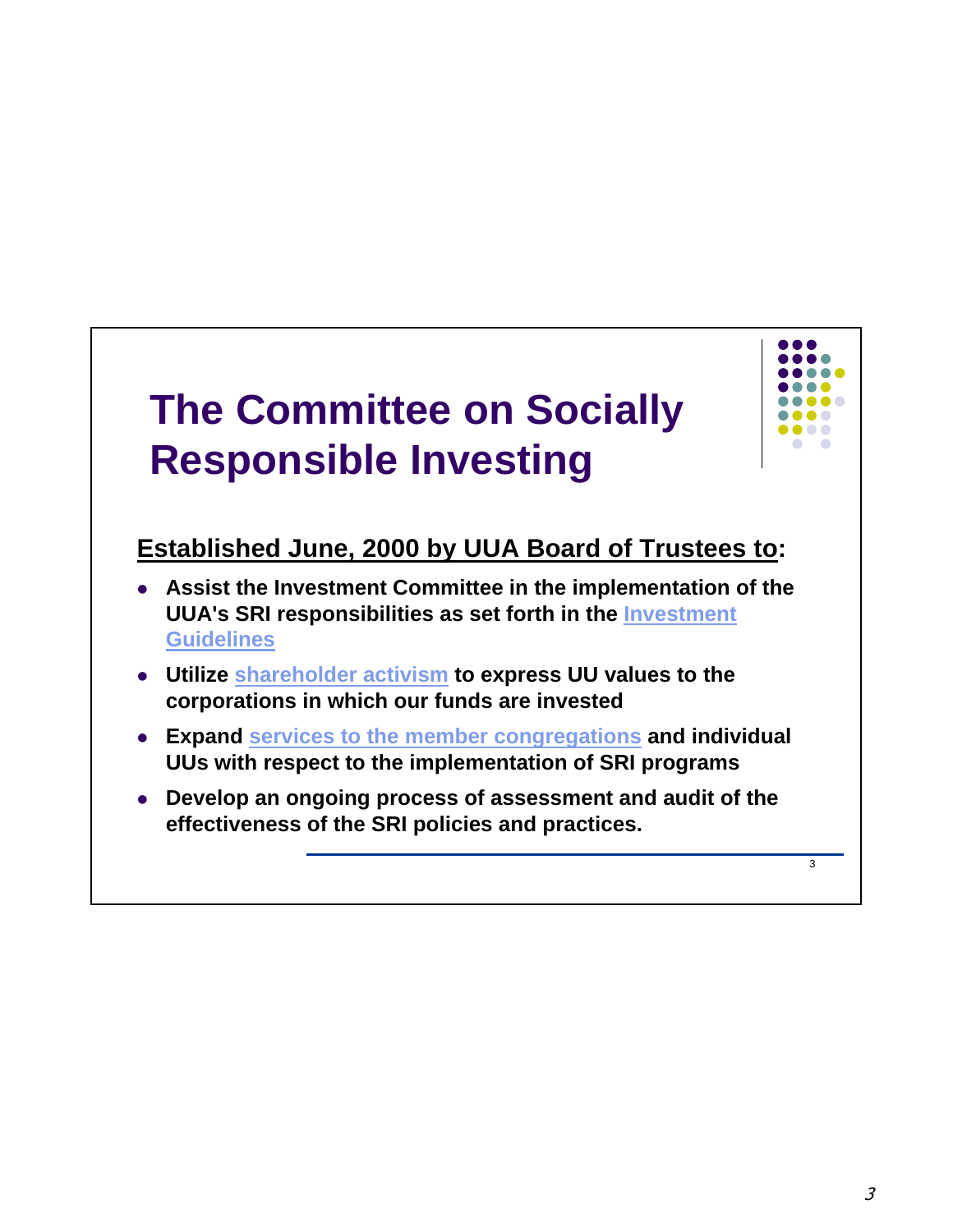# The Committee on Socially Responsible Investing

**Established June, 2000 by UUA Board of Trustees to:**

- **Assist the Investment Committee in the implementation of the UUA's SRI responsibilities as set forth in the Investment Guidelines**
- **Utilize shareholder activism to express UU values to the corporations in which our funds are invested**
- **Expand services to the member congregations and individual UUs with respect to the implementation of SRI programs**
- **Develop an ongoing process of assessment and audit of the effectiveness of the SRI policies and practices.**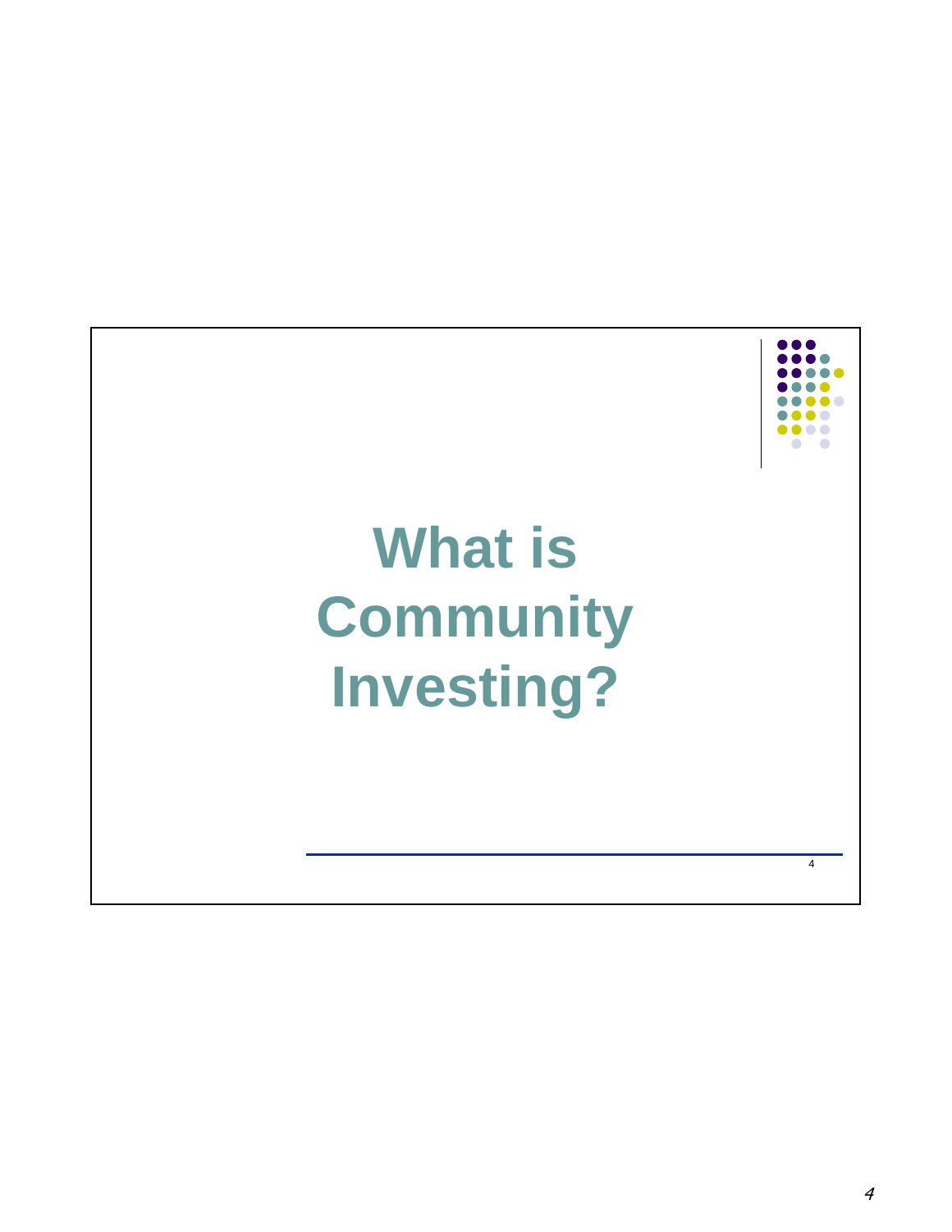# What is Community Investing?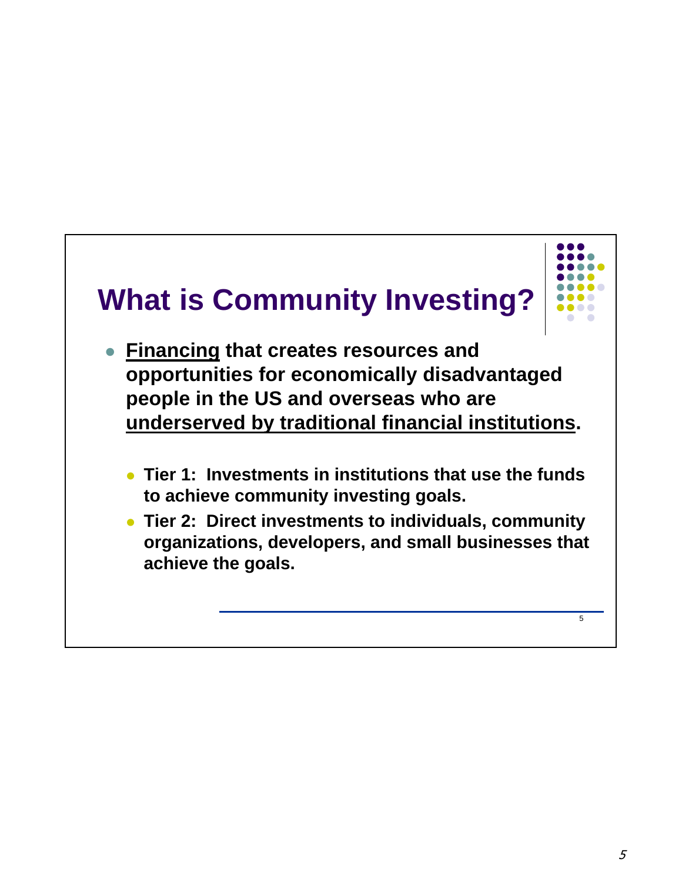# What is Community Investing?

- **<u>Financing</u> that creates resources and opportunities for economically disadvantaged people in the US and overseas who are <u>underserved by traditional financial institutions</u>.**
  - **Tier 1: Investments in institutions that use the funds to achieve community investing goals.**
  - **Tier 2: Direct investments to individuals, community organizations, developers, and small businesses that achieve the goals.**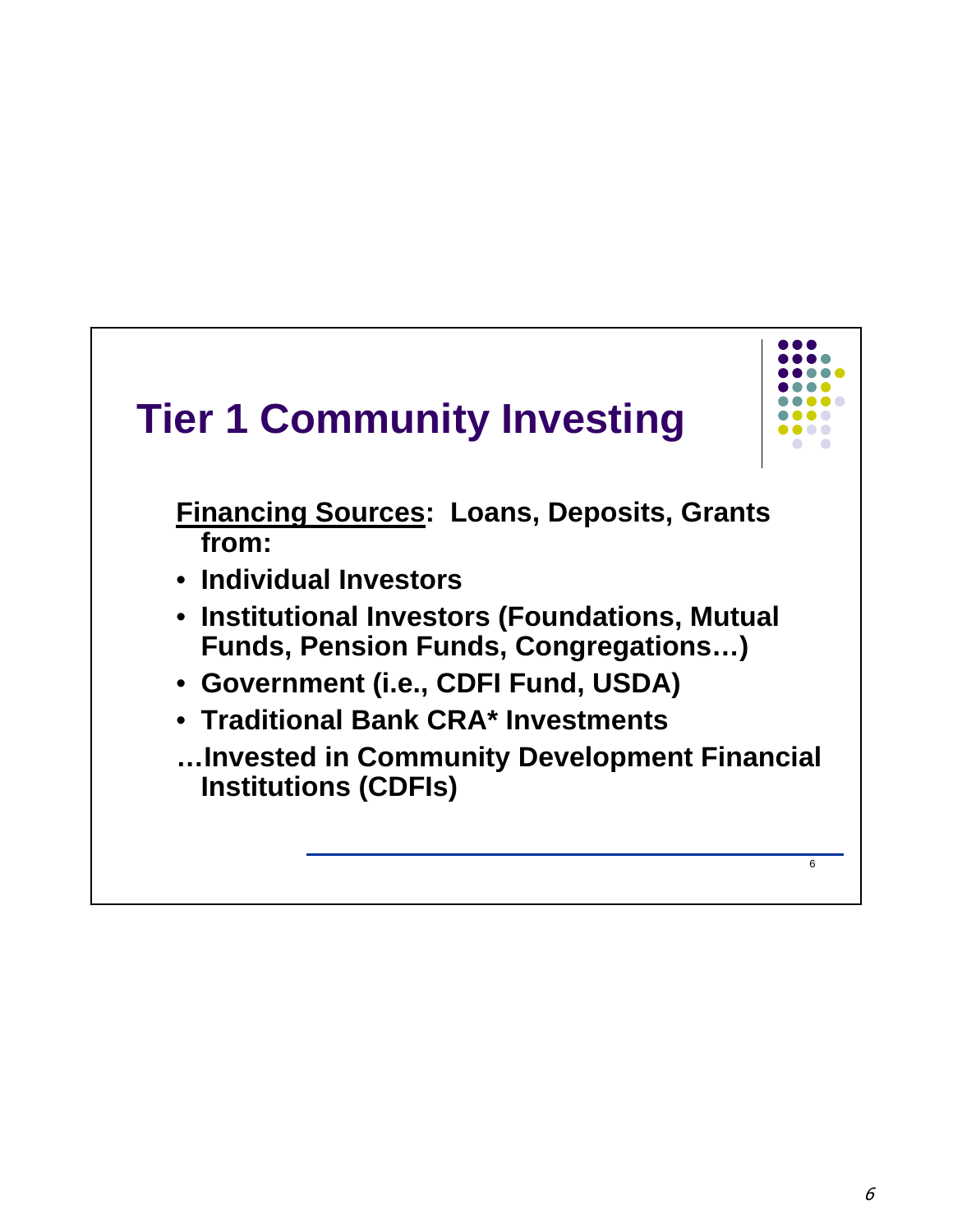# Tier 1 Community Investing

**<u>Financing Sources</u>: Loans, Deposits, Grants from:**

- **Individual Investors**
- **Institutional Investors (Foundations, Mutual Funds, Pension Funds, Congregations…)**
- **Government (i.e., CDFI Fund, USDA)**
- **Traditional Bank CRA* Investments**

**…Invested in Community Development Financial Institutions (CDFIs)**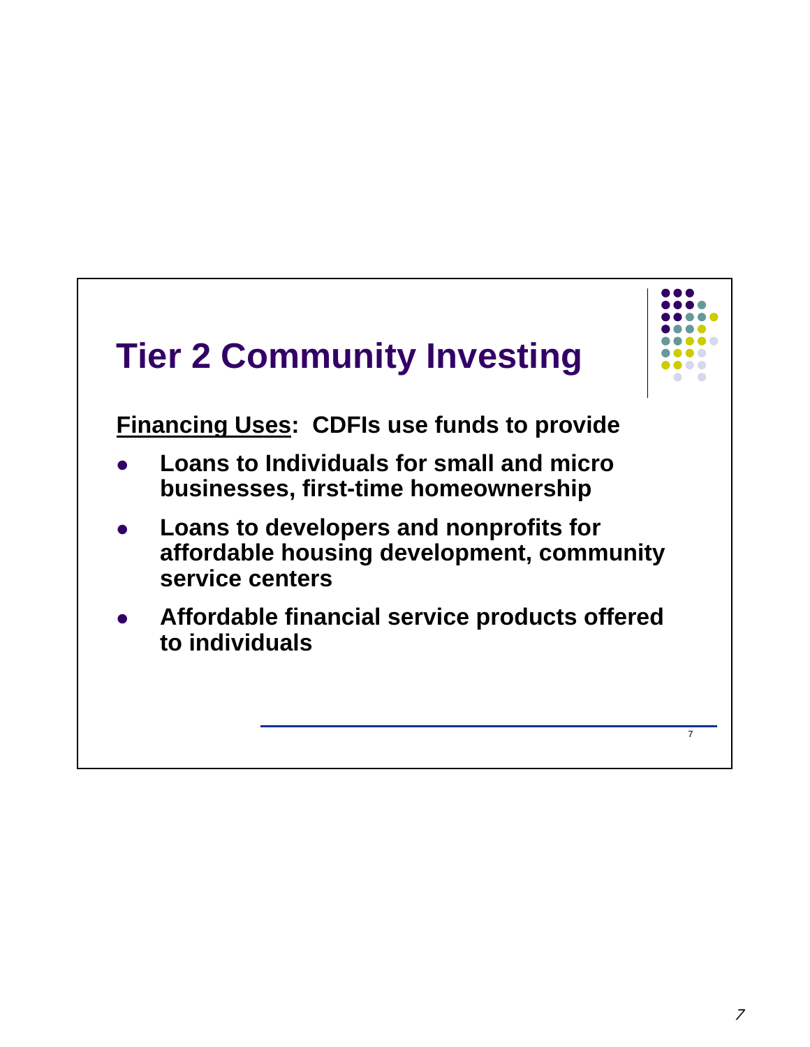# Tier 2 Community Investing

**Financing Uses: CDFIs use funds to provide**

- **Loans to Individuals for small and micro businesses, first-time homeownership**
- **Loans to developers and nonprofits for affordable housing development, community service centers**
- **Affordable financial service products offered to individuals**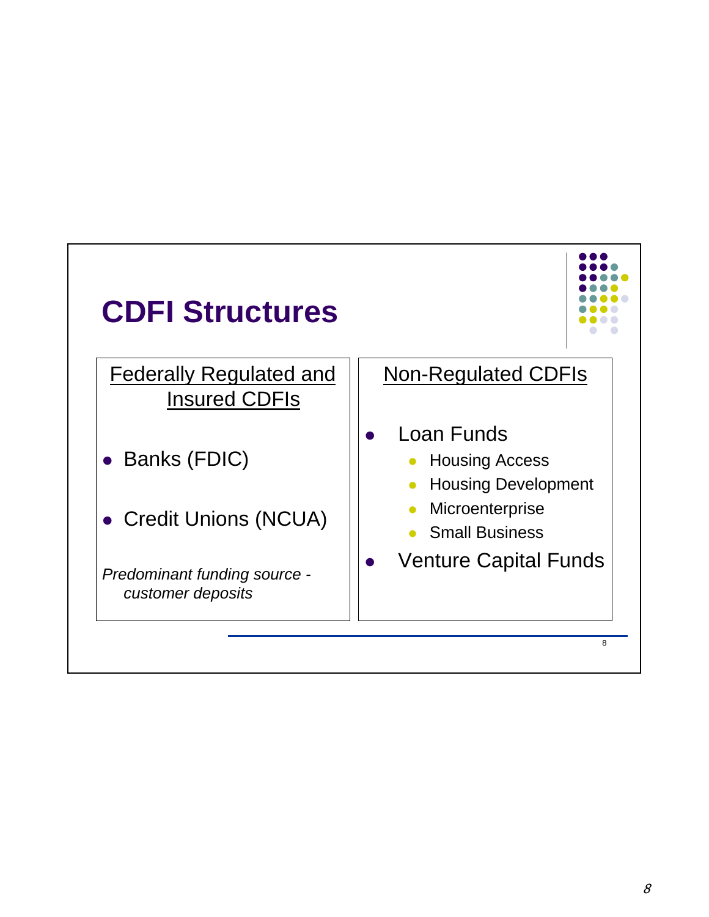# CDFI Structures

## Federally Regulated and Insured CDFIs

- Banks (FDIC)
- Credit Unions (NCUA)

*Predominant funding source - customer deposits*

## Non-Regulated CDFIs

- Loan Funds
  - Housing Access
  - Housing Development
  - Microenterprise
  - Small Business
- Venture Capital Funds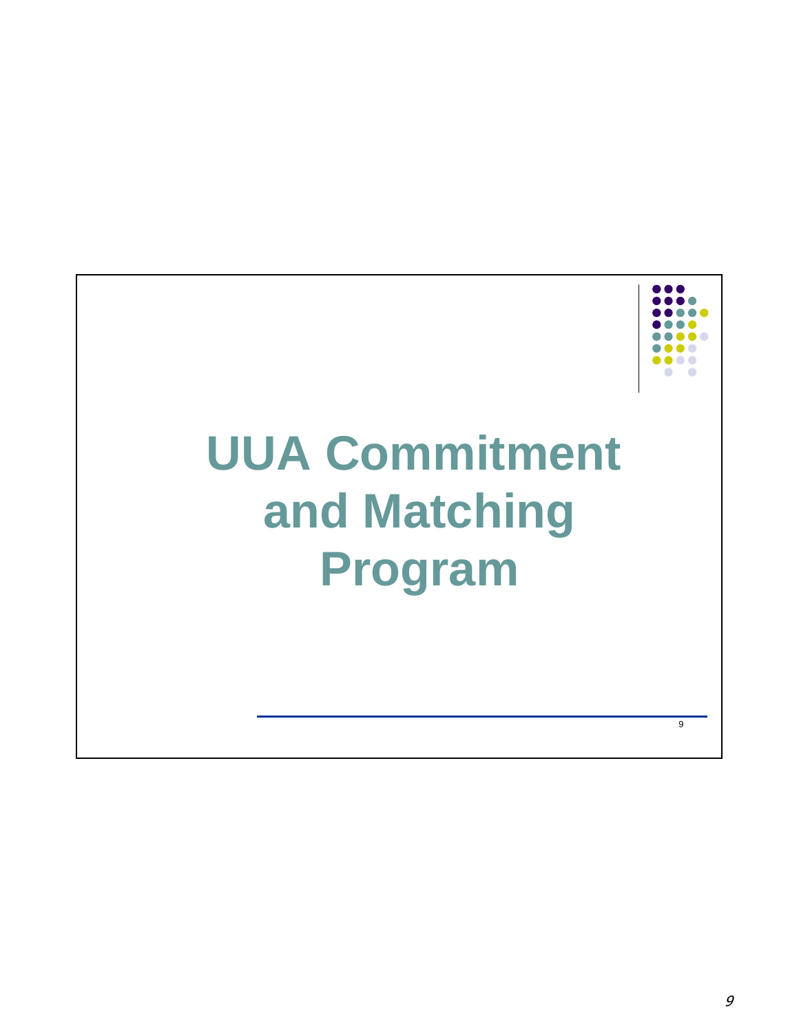# UUA Commitment and Matching Program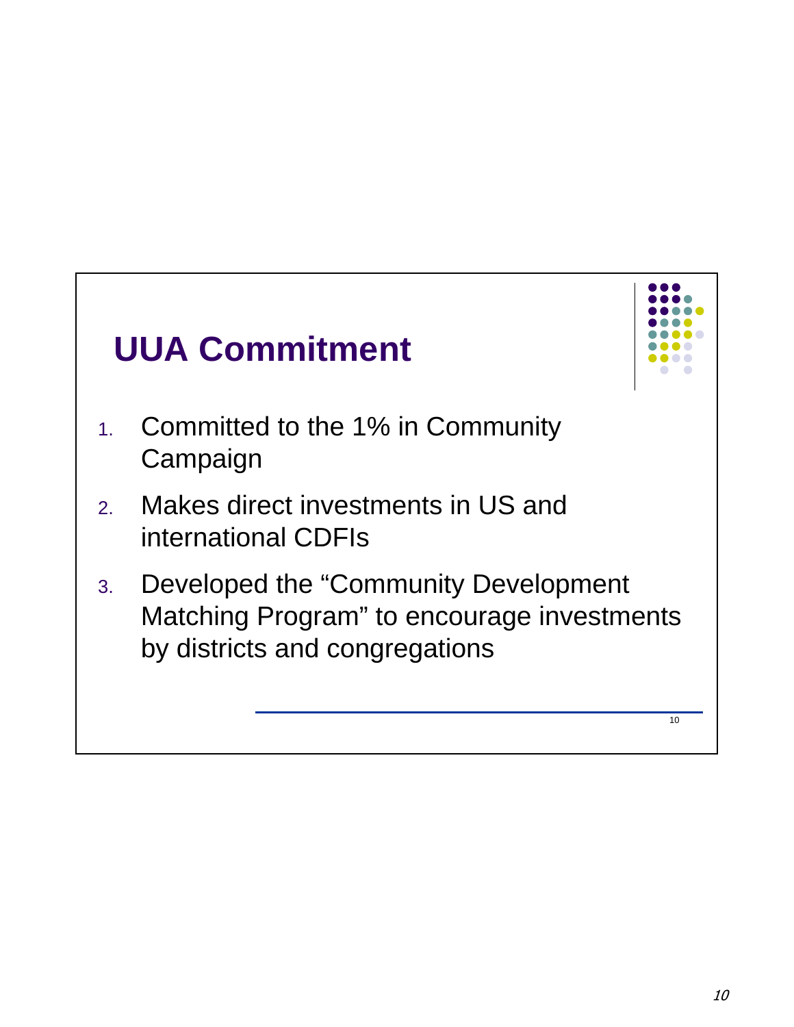# UUA Commitment

1. Committed to the 1% in Community Campaign
2. Makes direct investments in US and international CDFIs
3. Developed the "Community Development Matching Program" to encourage investments by districts and congregations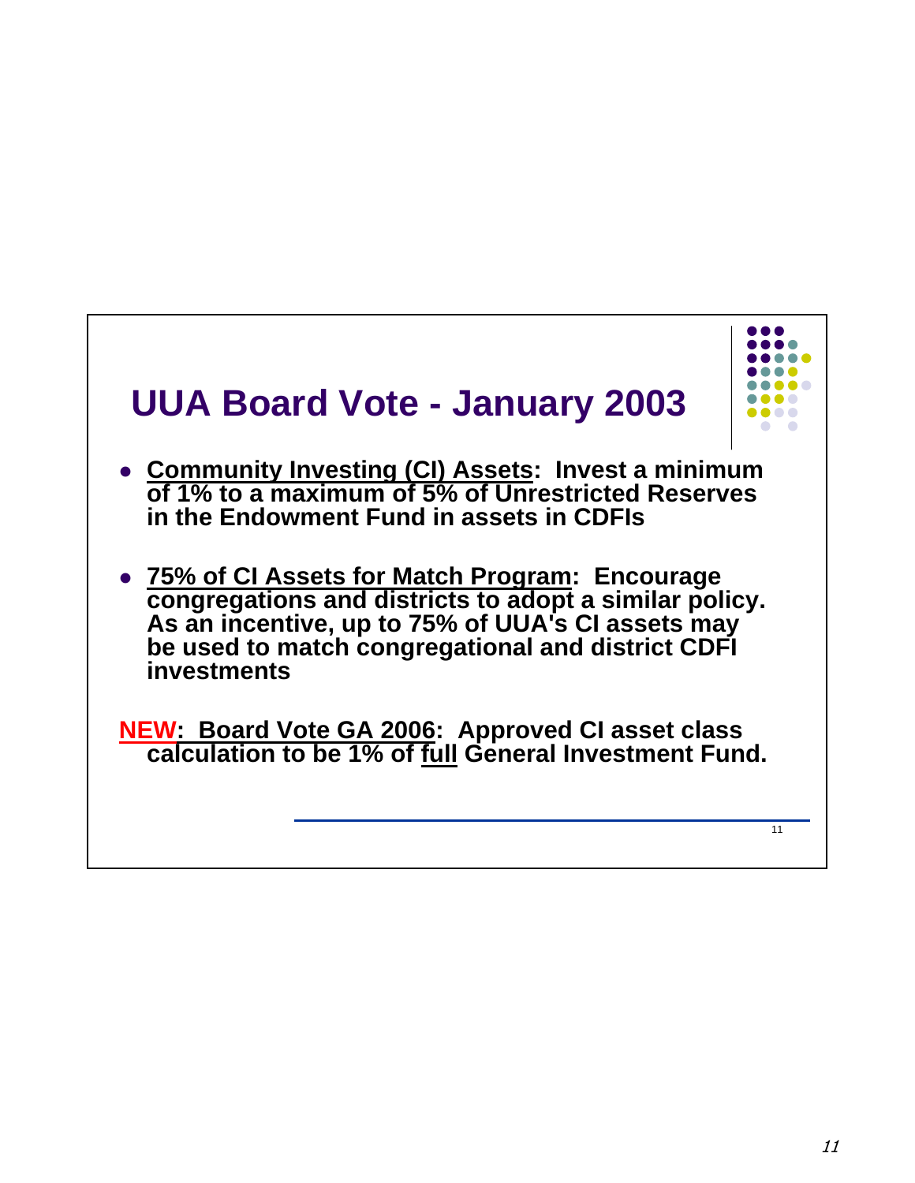# UUA Board Vote - January 2003

- **Community Investing (CI) Assets: Invest a minimum of 1% to a maximum of 5% of Unrestricted Reserves in the Endowment Fund in assets in CDFIs**

- **75% of CI Assets for Match Program: Encourage congregations and districts to adopt a similar policy. As an incentive, up to 75% of UUA's CI assets may be used to match congregational and district CDFI investments**

**NEW: Board Vote GA 2006: Approved CI asset class calculation to be 1% of full General Investment Fund.**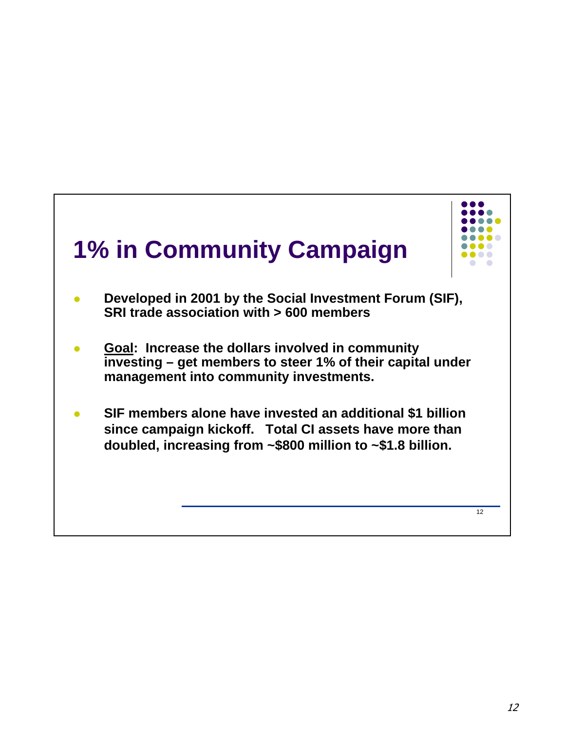# 1% in Community Campaign

- **Developed in 2001 by the Social Investment Forum (SIF), SRI trade association with > 600 members**

- **<u>Goal</u>: Increase the dollars involved in community investing – get members to steer 1% of their capital under management into community investments.**

- **SIF members alone have invested an additional $1 billion since campaign kickoff. Total CI assets have more than doubled, increasing from ~$800 million to ~$1.8 billion.**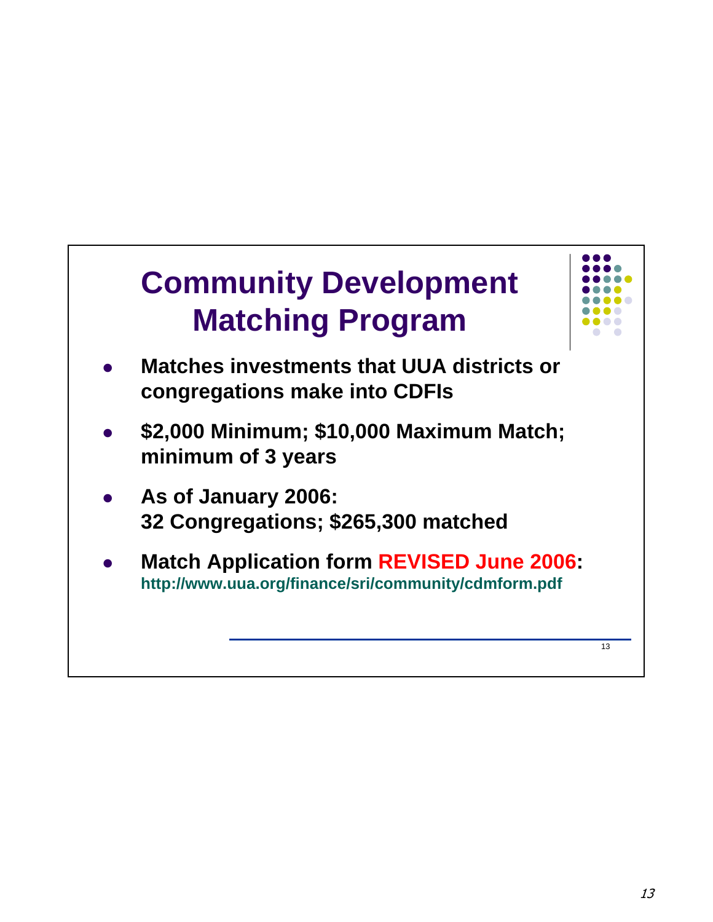# Community Development Matching Program

- **Matches investments that UUA districts or congregations make into CDFIs**
- **$2,000 Minimum; $10,000 Maximum Match; minimum of 3 years**
- **As of January 2006:**
  **32 Congregations; $265,300 matched**
- **Match Application form REVISED June 2006:**
  **http://www.uua.org/finance/sri/community/cdmform.pdf**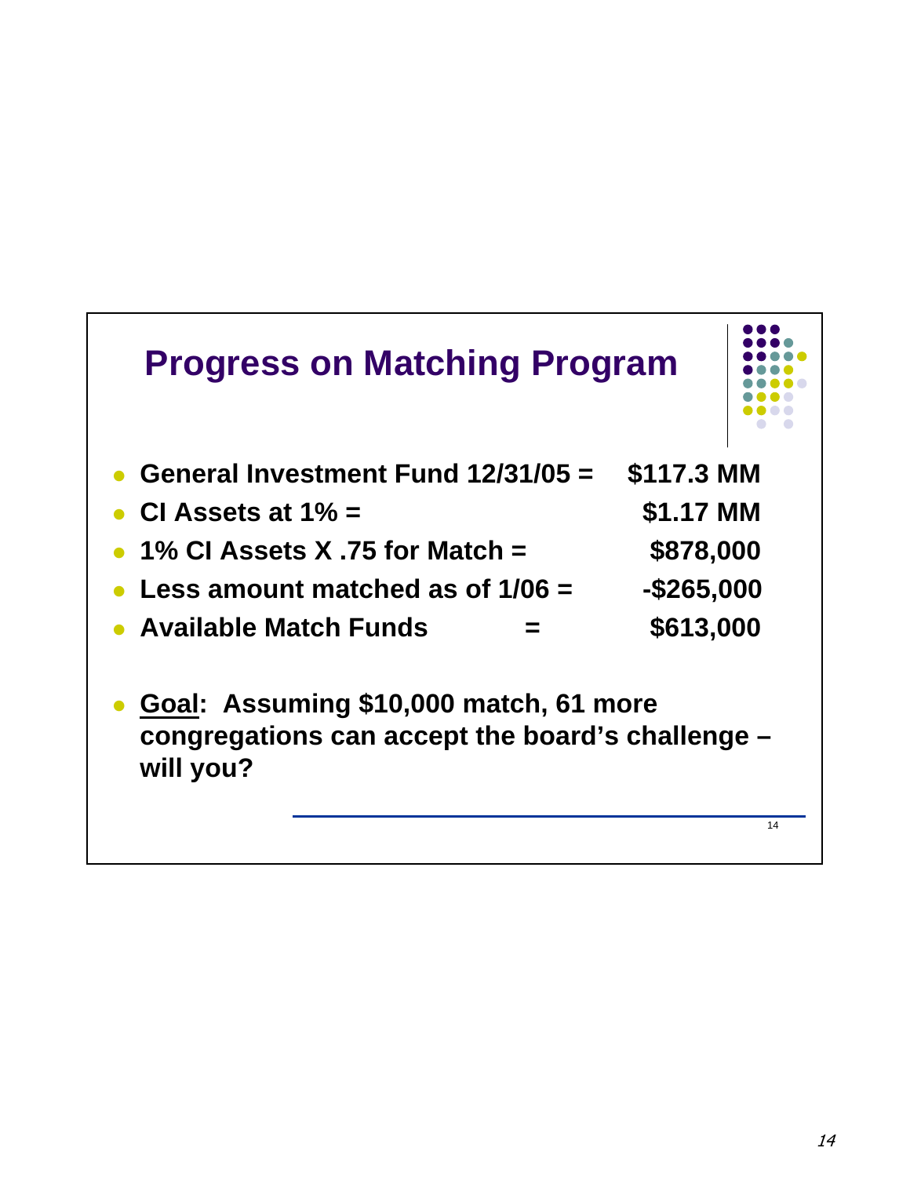## Progress on Matching Program

- **General Investment Fund 12/31/05 = $117.3 MM**
- **CI Assets at 1% = $1.17 MM**
- **1% CI Assets X .75 for Match = $878,000**
- **Less amount matched as of 1/06 = -$265,000**
- **Available Match Funds = $613,000**

- **Goal: Assuming $10,000 match, 61 more congregations can accept the board's challenge – will you?**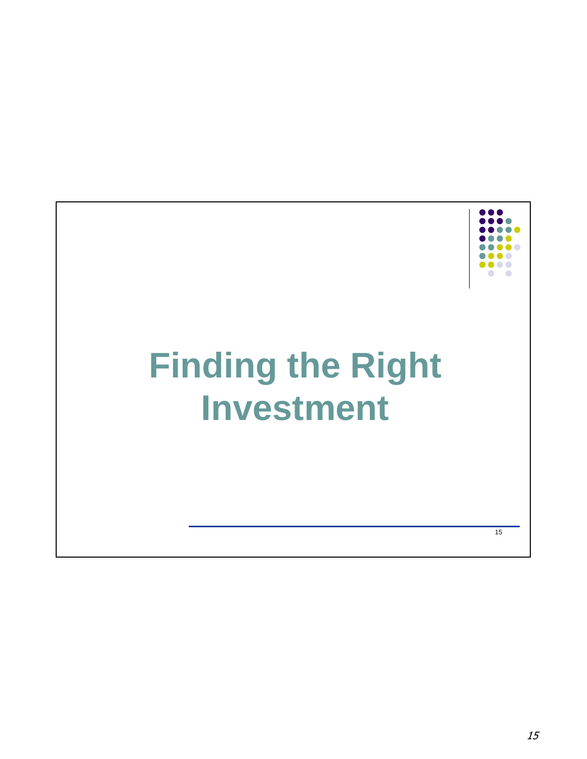# Finding the Right Investment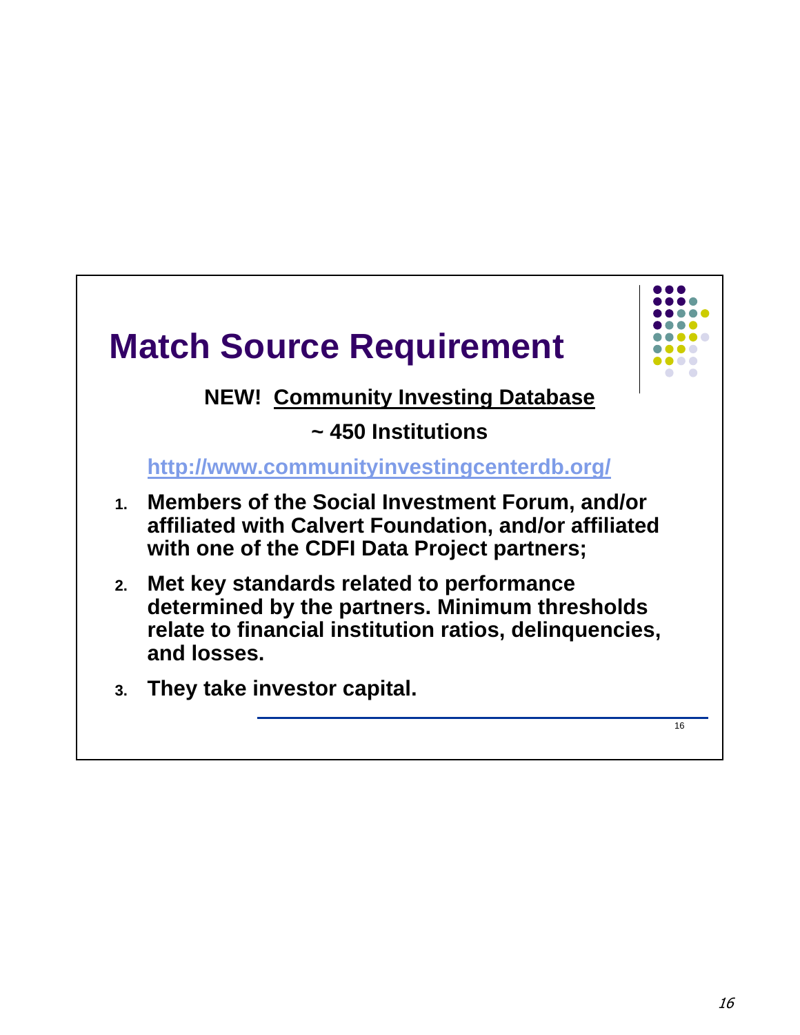# Match Source Requirement

**NEW! <u>Community Investing Database</u>**

**~ 450 Institutions**

**http://www.communityinvestingcenterdb.org/**

1. **Members of the Social Investment Forum, and/or affiliated with Calvert Foundation, and/or affiliated with one of the CDFI Data Project partners;**
2. **Met key standards related to performance determined by the partners. Minimum thresholds relate to financial institution ratios, delinquencies, and losses.**
3. **They take investor capital.**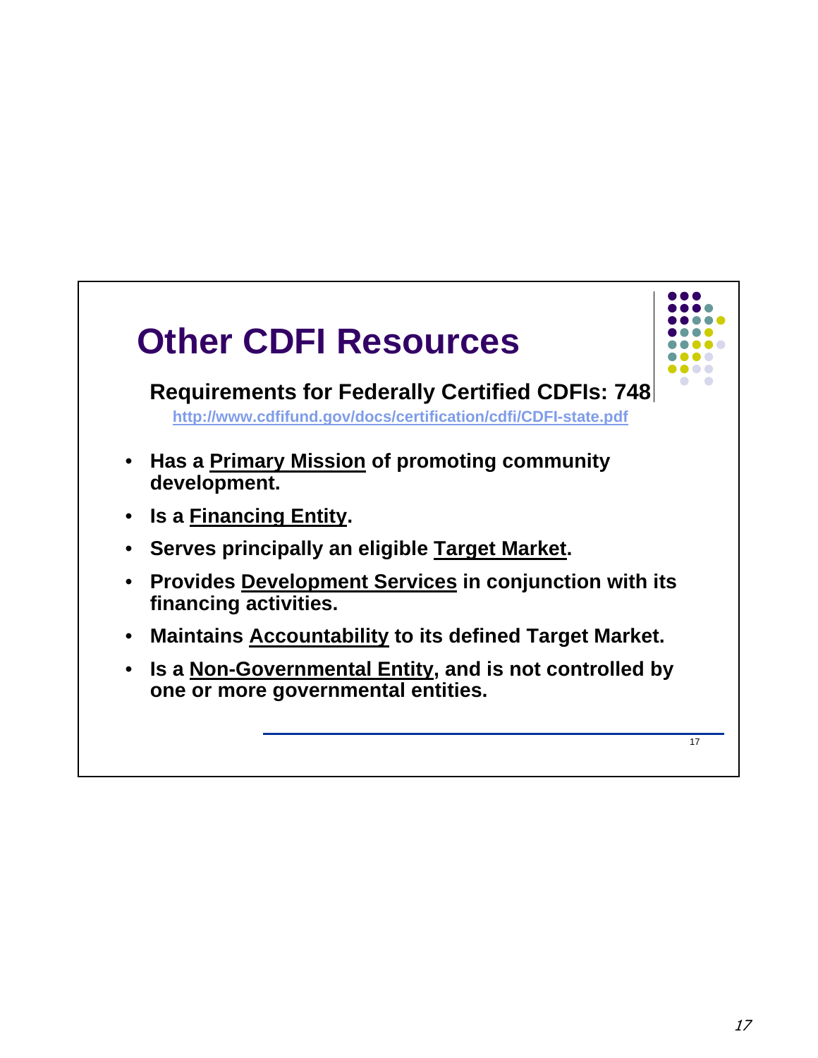# Other CDFI Resources

**Requirements for Federally Certified CDFIs: 748**

http://www.cdfifund.gov/docs/certification/cdfi/CDFI-state.pdf

- **Has a <u>Primary Mission</u> of promoting community development.**
- **Is a <u>Financing Entity</u>.**
- **Serves principally an eligible <u>Target Market</u>.**
- **Provides <u>Development Services</u> in conjunction with its financing activities.**
- **Maintains <u>Accountability</u> to its defined Target Market.**
- **Is a <u>Non-Governmental Entity</u>, and is not controlled by one or more governmental entities.**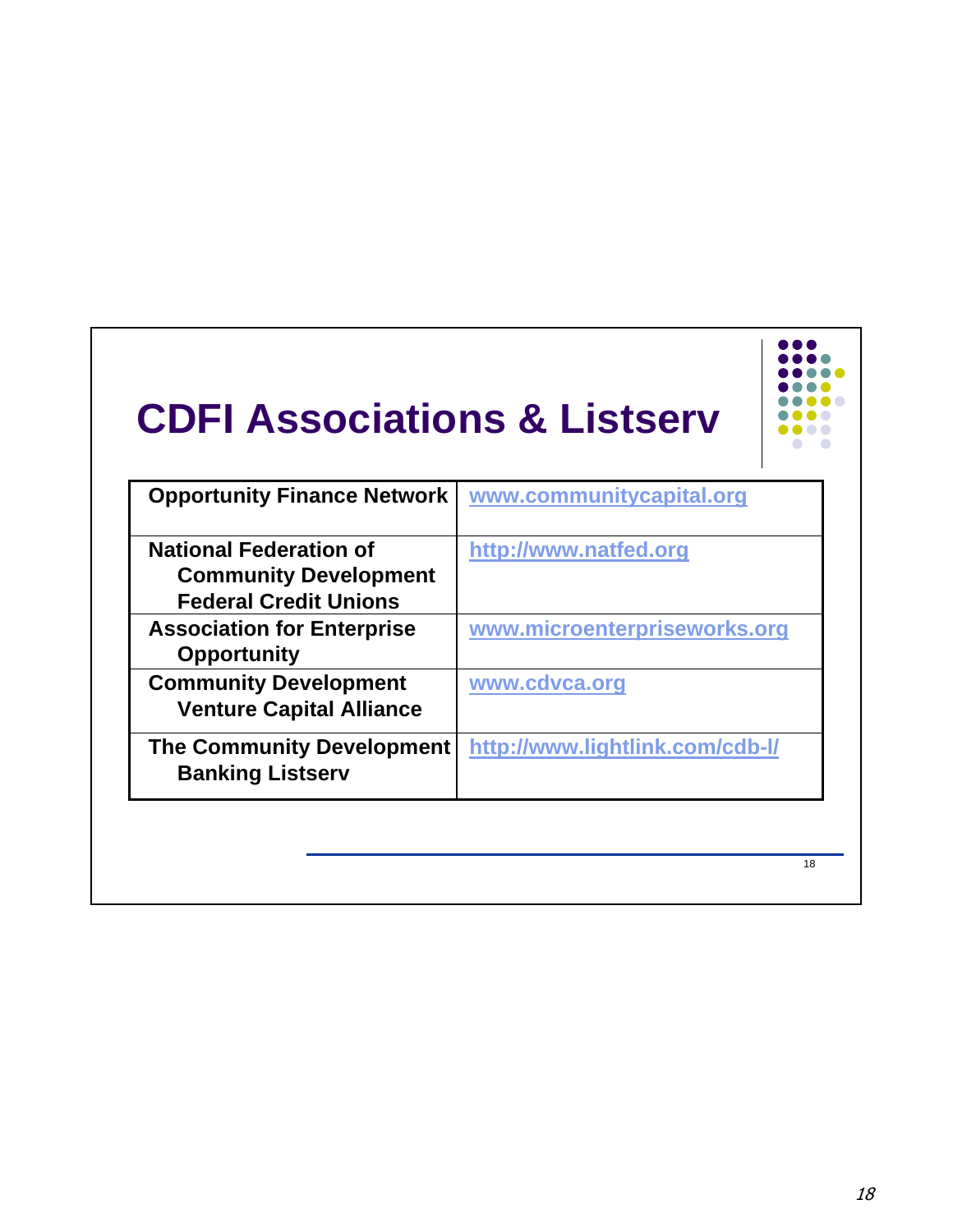# CDFI Associations & Listserv

| | |
|---|---|
| **Opportunity Finance Network** | www.communitycapital.org |
| **National Federation of Community Development Federal Credit Unions** | http://www.natfed.org |
| **Association for Enterprise Opportunity** | www.microenterpriseworks.org |
| **Community Development Venture Capital Alliance** | www.cdvca.org |
| **The Community Development Banking Listserv** | http://www.lightlink.com/cdb-l/ |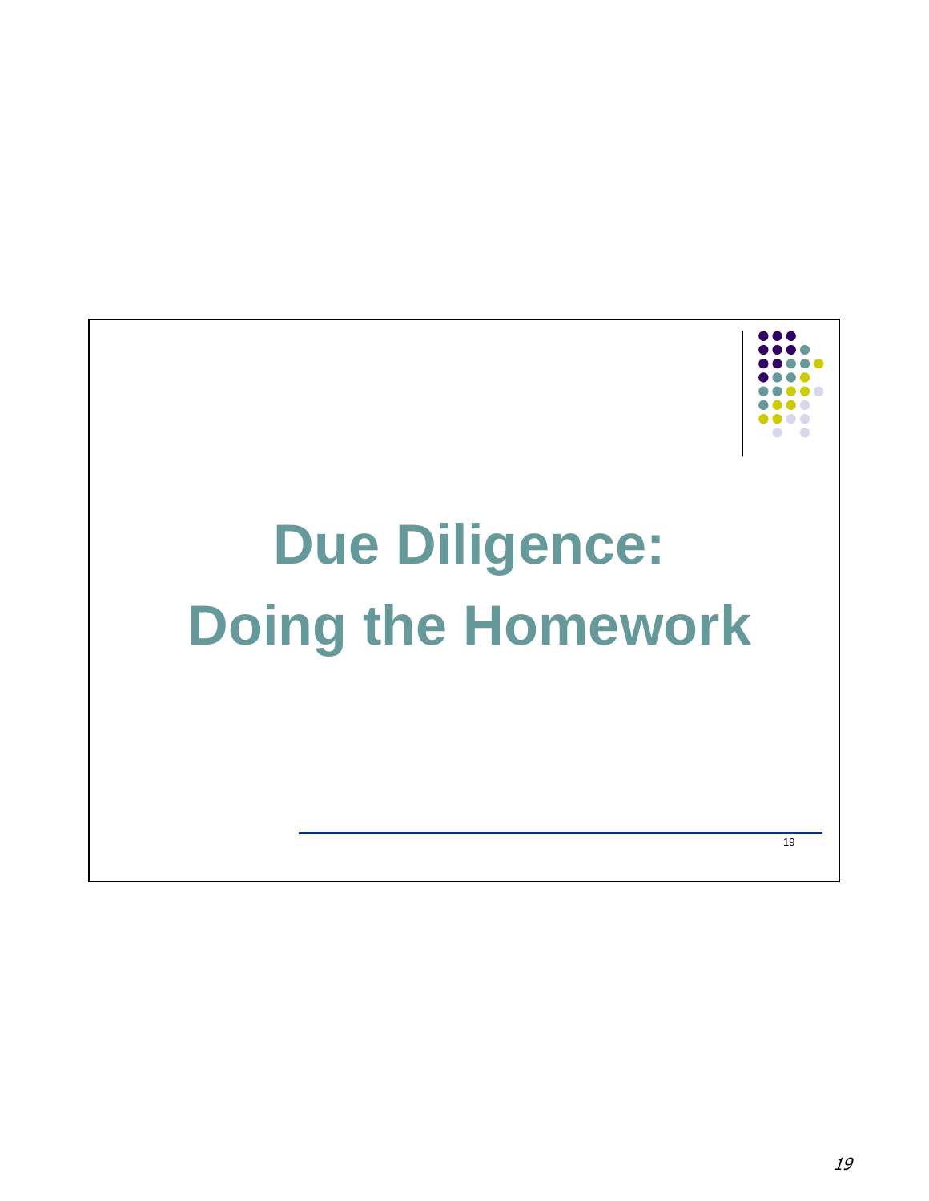# Due Diligence: Doing the Homework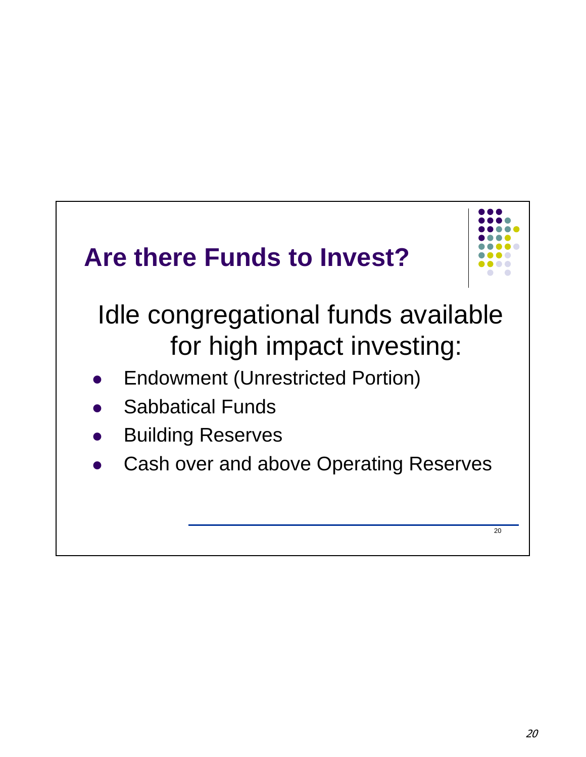## Are there Funds to Invest?

Idle congregational funds available for high impact investing:

- Endowment (Unrestricted Portion)
- Sabbatical Funds
- Building Reserves
- Cash over and above Operating Reserves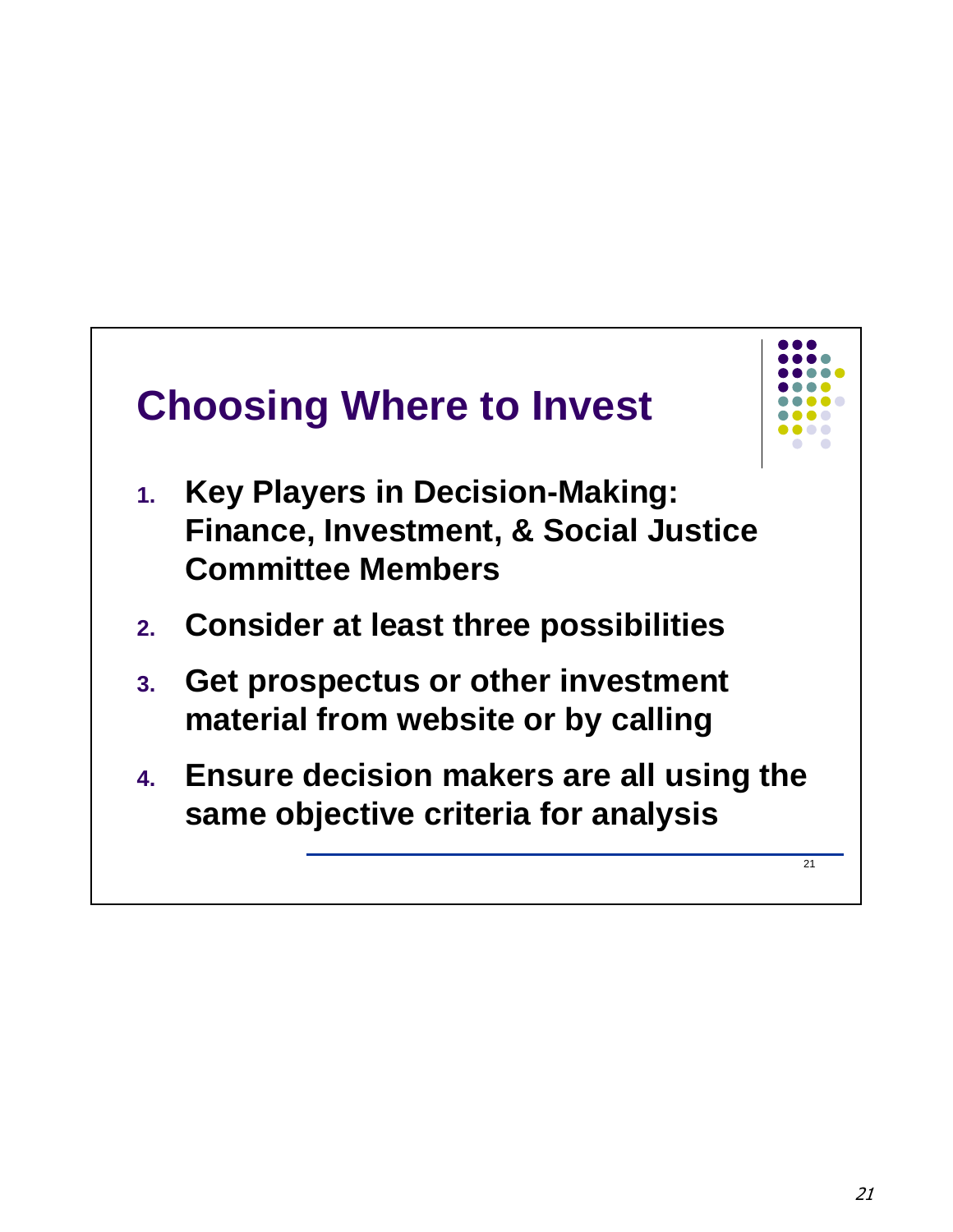# Choosing Where to Invest

1. **Key Players in Decision-Making: Finance, Investment, & Social Justice Committee Members**
2. **Consider at least three possibilities**
3. **Get prospectus or other investment material from website or by calling**
4. **Ensure decision makers are all using the same objective criteria for analysis**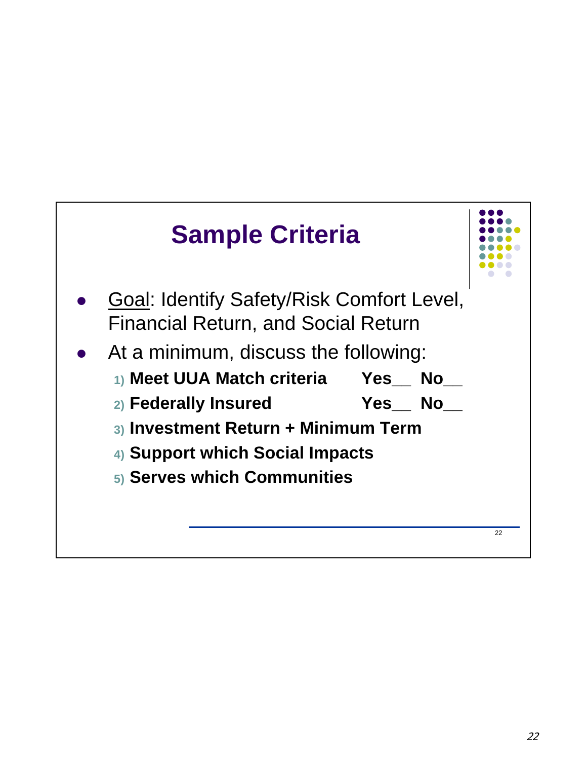# Sample Criteria

- Goal: Identify Safety/Risk Comfort Level, Financial Return, and Social Return
- At a minimum, discuss the following:
  1) **Meet UUA Match criteria** **Yes__ No__**
  2) **Federally Insured** **Yes__ No__**
  3) **Investment Return + Minimum Term**
  4) **Support which Social Impacts**
  5) **Serves which Communities**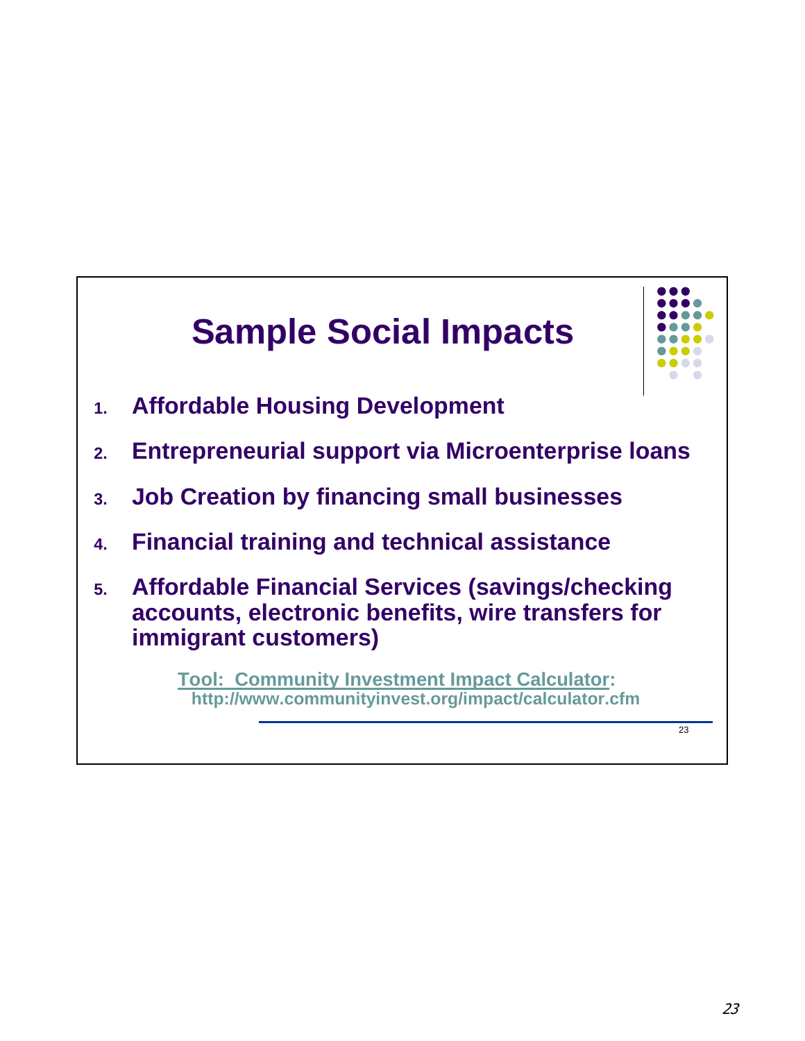# Sample Social Impacts

1. **Affordable Housing Development**
2. **Entrepreneurial support via Microenterprise loans**
3. **Job Creation by financing small businesses**
4. **Financial training and technical assistance**
5. **Affordable Financial Services (savings/checking accounts, electronic benefits, wire transfers for immigrant customers)**

**Tool: Community Investment Impact Calculator:**
**http://www.communityinvest.org/impact/calculator.cfm**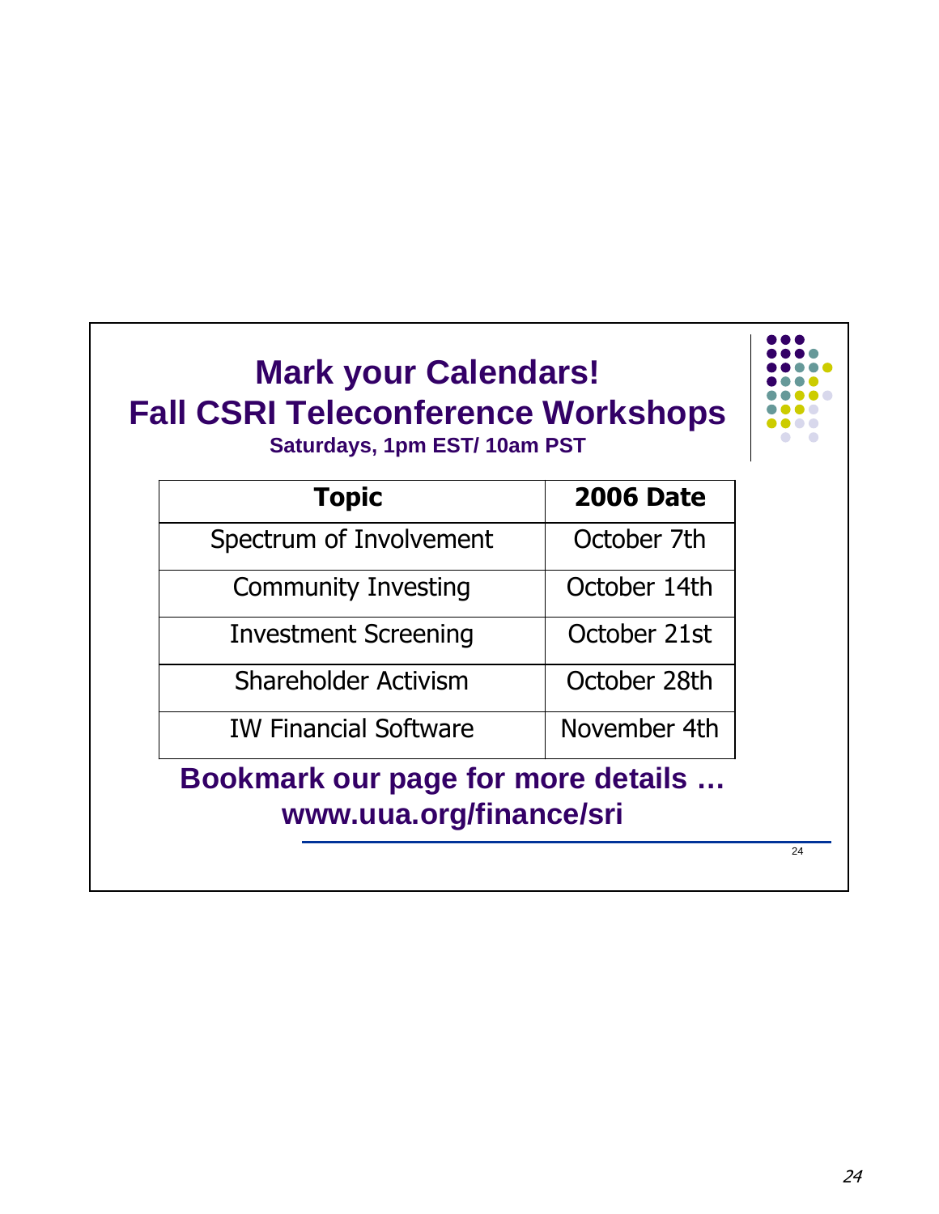# Mark your Calendars!
# Fall CSRI Teleconference Workshops

**Saturdays, 1pm EST/ 10am PST**

| Topic | 2006 Date |
| --- | --- |
| Spectrum of Involvement | October 7th |
| Community Investing | October 14th |
| Investment Screening | October 21st |
| Shareholder Activism | October 28th |
| IW Financial Software | November 4th |

**Bookmark our page for more details …**
**www.uua.org/finance/sri**